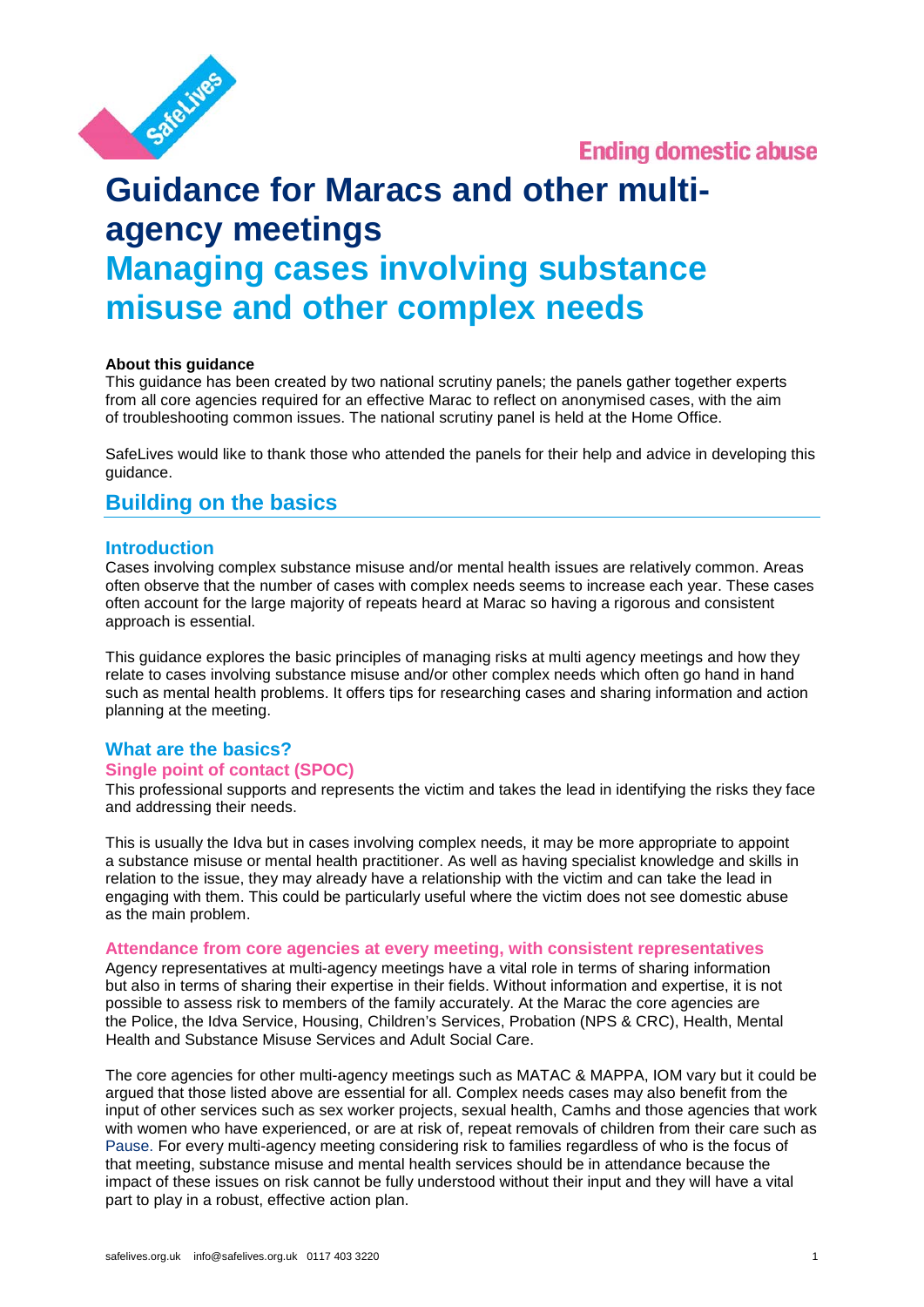Ending domestic abuse

# Guidance for Maracs and other multi-agency meetings

# Managing cases involving substance misuse and other complex needs

**About this guidance**

This guidance has been created by two national scrutiny panels; the panels gather together experts from all core agencies required for an effective Marac to reflect on anonymised cases, with the aim of troubleshooting common issues. The national scrutiny panel is held at the Home Office.

SafeLives would like to thank those who attended the panels for their help and advice in developing this guidance.

## Building on the basics

### Introduction

Cases involving complex substance misuse and/or mental health issues are relatively common. Areas often observe that the number of cases with complex needs seems to increase each year. These cases often account for the large majority of repeats heard at Marac so having a rigorous and consistent approach is essential.

This guidance explores the basic principles of managing risks at multi agency meetings and how they relate to cases involving substance misuse and/or other complex needs which often go hand in hand such as mental health problems. It offers tips for researching cases and sharing information and action planning at the meeting.

### What are the basics?

#### Single point of contact (SPOC)

This professional supports and represents the victim and takes the lead in identifying the risks they face and addressing their needs.

This is usually the Idva but in cases involving complex needs, it may be more appropriate to appoint a substance misuse or mental health practitioner. As well as having specialist knowledge and skills in relation to the issue, they may already have a relationship with the victim and can take the lead in engaging with them. This could be particularly useful where the victim does not see domestic abuse as the main problem.

#### Attendance from core agencies at every meeting, with consistent representatives

Agency representatives at multi-agency meetings have a vital role in terms of sharing information but also in terms of sharing their expertise in their fields. Without information and expertise, it is not possible to assess risk to members of the family accurately. At the Marac the core agencies are the Police, the Idva Service, Housing, Children's Services, Probation (NPS & CRC), Health, Mental Health and Substance Misuse Services and Adult Social Care.

The core agencies for other multi-agency meetings such as MATAC & MAPPA, IOM vary but it could be argued that those listed above are essential for all. Complex needs cases may also benefit from the input of other services such as sex worker projects, sexual health, Camhs and those agencies that work with women who have experienced, or are at risk of, repeat removals of children from their care such as Pause. For every multi-agency meeting considering risk to families regardless of who is the focus of that meeting, substance misuse and mental health services should be in attendance because the impact of these issues on risk cannot be fully understood without their input and they will have a vital part to play in a robust, effective action plan.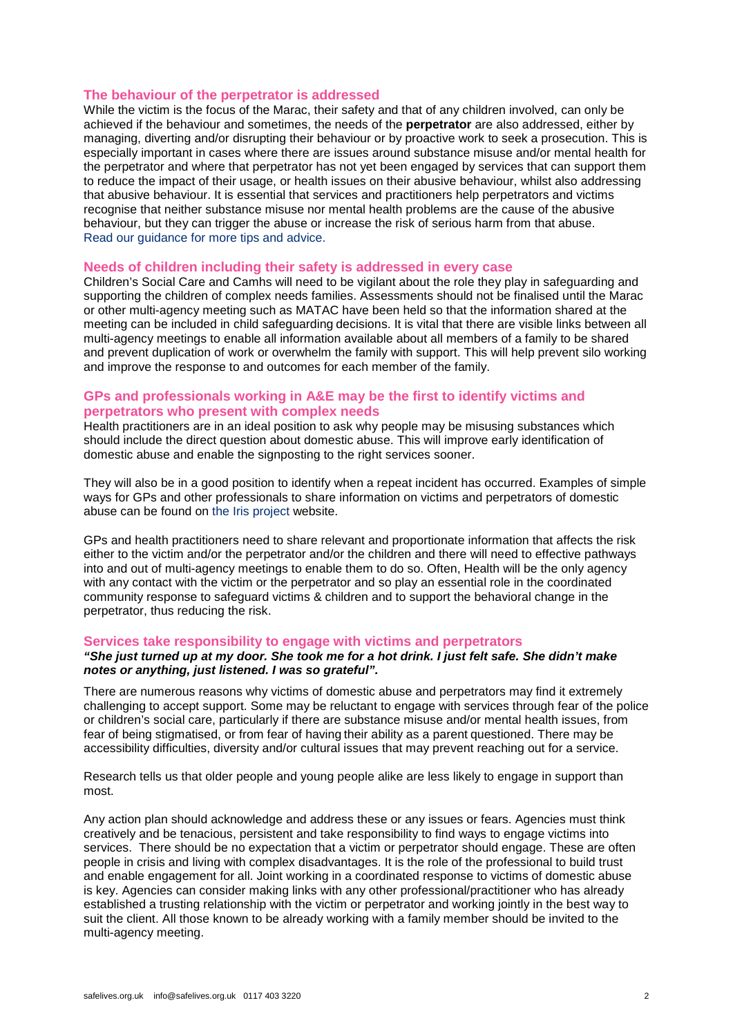## The behaviour of the perpetrator is addressed

While the victim is the focus of the Marac, their safety and that of any children involved, can only be achieved if the behaviour and sometimes, the needs of the **perpetrator** are also addressed, either by managing, diverting and/or disrupting their behaviour or by proactive work to seek a prosecution. This is especially important in cases where there are issues around substance misuse and/or mental health for the perpetrator and where that perpetrator has not yet been engaged by services that can support them to reduce the impact of their usage, or health issues on their abusive behaviour, whilst also addressing that abusive behaviour. It is essential that services and practitioners help perpetrators and victims recognise that neither substance misuse nor mental health problems are the cause of the abusive behaviour, but they can trigger the abuse or increase the risk of serious harm from that abuse. Read our guidance for more tips and advice.

## Needs of children including their safety is addressed in every case

Children's Social Care and Camhs will need to be vigilant about the role they play in safeguarding and supporting the children of complex needs families. Assessments should not be finalised until the Marac or other multi-agency meeting such as MATAC have been held so that the information shared at the meeting can be included in child safeguarding decisions. It is vital that there are visible links between all multi-agency meetings to enable all information available about all members of a family to be shared and prevent duplication of work or overwhelm the family with support. This will help prevent silo working and improve the response to and outcomes for each member of the family.

## GPs and professionals working in A&E may be the first to identify victims and perpetrators who present with complex needs

Health practitioners are in an ideal position to ask why people may be misusing substances which should include the direct question about domestic abuse. This will improve early identification of domestic abuse and enable the signposting to the right services sooner.

They will also be in a good position to identify when a repeat incident has occurred. Examples of simple ways for GPs and other professionals to share information on victims and perpetrators of domestic abuse can be found on the Iris project website.

GPs and health practitioners need to share relevant and proportionate information that affects the risk either to the victim and/or the perpetrator and/or the children and there will need to effective pathways into and out of multi-agency meetings to enable them to do so. Often, Health will be the only agency with any contact with the victim or the perpetrator and so play an essential role in the coordinated community response to safeguard victims & children and to support the behavioral change in the perpetrator, thus reducing the risk.

## Services take responsibility to engage with victims and perpetrators

***"She just turned up at my door. She took me for a hot drink. I just felt safe. She didn't make notes or anything, just listened. I was so grateful".***

There are numerous reasons why victims of domestic abuse and perpetrators may find it extremely challenging to accept support. Some may be reluctant to engage with services through fear of the police or children's social care, particularly if there are substance misuse and/or mental health issues, from fear of being stigmatised, or from fear of having their ability as a parent questioned. There may be accessibility difficulties, diversity and/or cultural issues that may prevent reaching out for a service.

Research tells us that older people and young people alike are less likely to engage in support than most.

Any action plan should acknowledge and address these or any issues or fears. Agencies must think creatively and be tenacious, persistent and take responsibility to find ways to engage victims into services. There should be no expectation that a victim or perpetrator should engage. These are often people in crisis and living with complex disadvantages. It is the role of the professional to build trust and enable engagement for all. Joint working in a coordinated response to victims of domestic abuse is key. Agencies can consider making links with any other professional/practitioner who has already established a trusting relationship with the victim or perpetrator and working jointly in the best way to suit the client. All those known to be already working with a family member should be invited to the multi-agency meeting.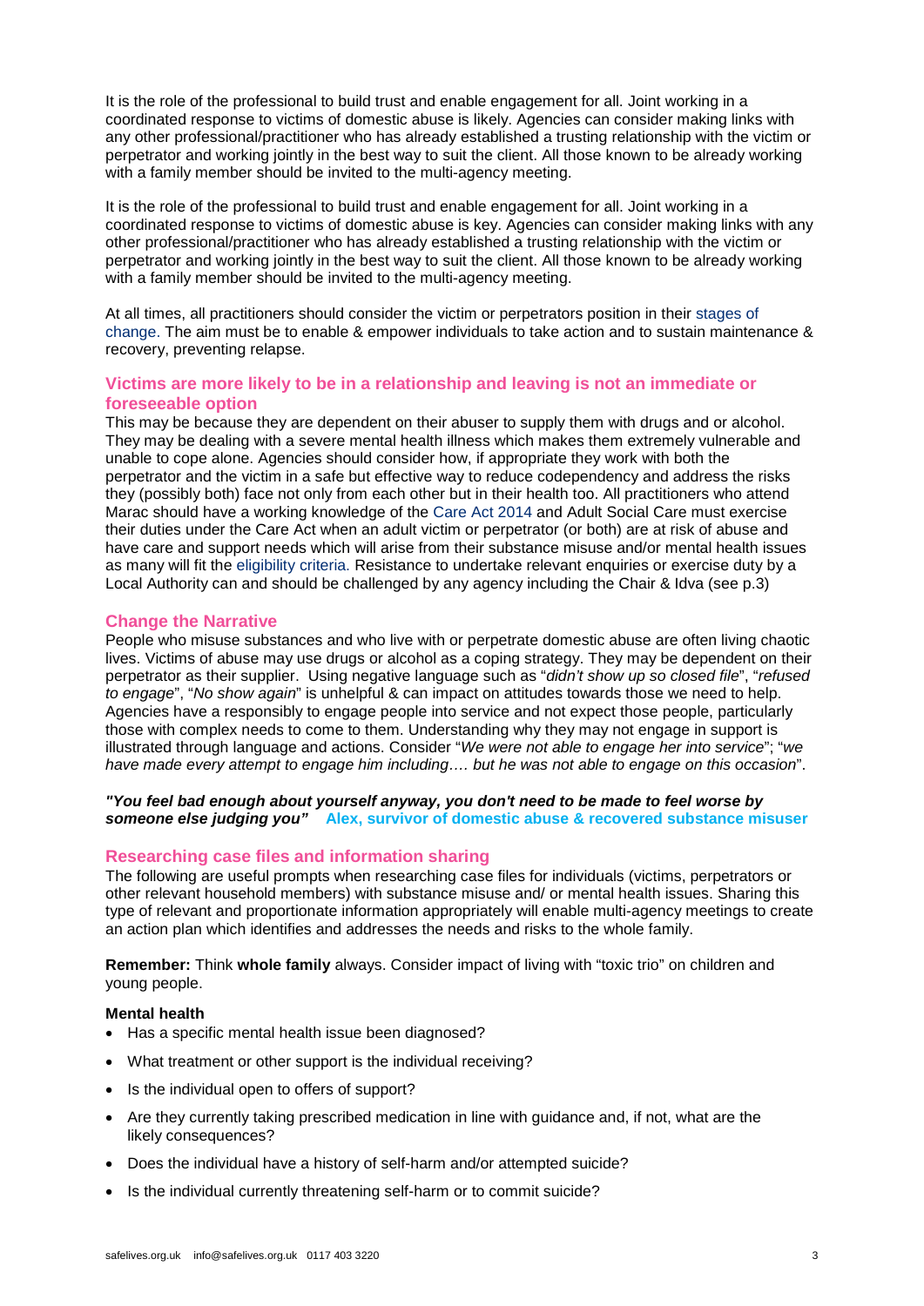It is the role of the professional to build trust and enable engagement for all. Joint working in a coordinated response to victims of domestic abuse is likely. Agencies can consider making links with any other professional/practitioner who has already established a trusting relationship with the victim or perpetrator and working jointly in the best way to suit the client. All those known to be already working with a family member should be invited to the multi-agency meeting.

It is the role of the professional to build trust and enable engagement for all. Joint working in a coordinated response to victims of domestic abuse is key. Agencies can consider making links with any other professional/practitioner who has already established a trusting relationship with the victim or perpetrator and working jointly in the best way to suit the client. All those known to be already working with a family member should be invited to the multi-agency meeting.

At all times, all practitioners should consider the victim or perpetrators position in their stages of change. The aim must be to enable & empower individuals to take action and to sustain maintenance & recovery, preventing relapse.

### Victims are more likely to be in a relationship and leaving is not an immediate or foreseeable option

This may be because they are dependent on their abuser to supply them with drugs and or alcohol. They may be dealing with a severe mental health illness which makes them extremely vulnerable and unable to cope alone. Agencies should consider how, if appropriate they work with both the perpetrator and the victim in a safe but effective way to reduce codependency and address the risks they (possibly both) face not only from each other but in their health too. All practitioners who attend Marac should have a working knowledge of the Care Act 2014 and Adult Social Care must exercise their duties under the Care Act when an adult victim or perpetrator (or both) are at risk of abuse and have care and support needs which will arise from their substance misuse and/or mental health issues as many will fit the eligibility criteria. Resistance to undertake relevant enquiries or exercise duty by a Local Authority can and should be challenged by any agency including the Chair & Idva (see p.3)

### Change the Narrative

People who misuse substances and who live with or perpetrate domestic abuse are often living chaotic lives. Victims of abuse may use drugs or alcohol as a coping strategy. They may be dependent on their perpetrator as their supplier. Using negative language such as "*didn't show up so closed file*", "*refused to engage*", "*No show again*" is unhelpful & can impact on attitudes towards those we need to help. Agencies have a responsibly to engage people into service and not expect those people, particularly those with complex needs to come to them. Understanding why they may not engage in support is illustrated through language and actions. Consider "*We were not able to engage her into service*"; "*we have made every attempt to engage him including…. but he was not able to engage on this occasion*".

***"You feel bad enough about yourself anyway, you don't need to be made to feel worse by someone else judging you"*** **Alex, survivor of domestic abuse & recovered substance misuser**

### Researching case files and information sharing

The following are useful prompts when researching case files for individuals (victims, perpetrators or other relevant household members) with substance misuse and/ or mental health issues. Sharing this type of relevant and proportionate information appropriately will enable multi-agency meetings to create an action plan which identifies and addresses the needs and risks to the whole family.

**Remember:** Think **whole family** always. Consider impact of living with "toxic trio" on children and young people.

**Mental health**

- Has a specific mental health issue been diagnosed?
- What treatment or other support is the individual receiving?
- Is the individual open to offers of support?
- Are they currently taking prescribed medication in line with guidance and, if not, what are the likely consequences?
- Does the individual have a history of self-harm and/or attempted suicide?
- Is the individual currently threatening self-harm or to commit suicide?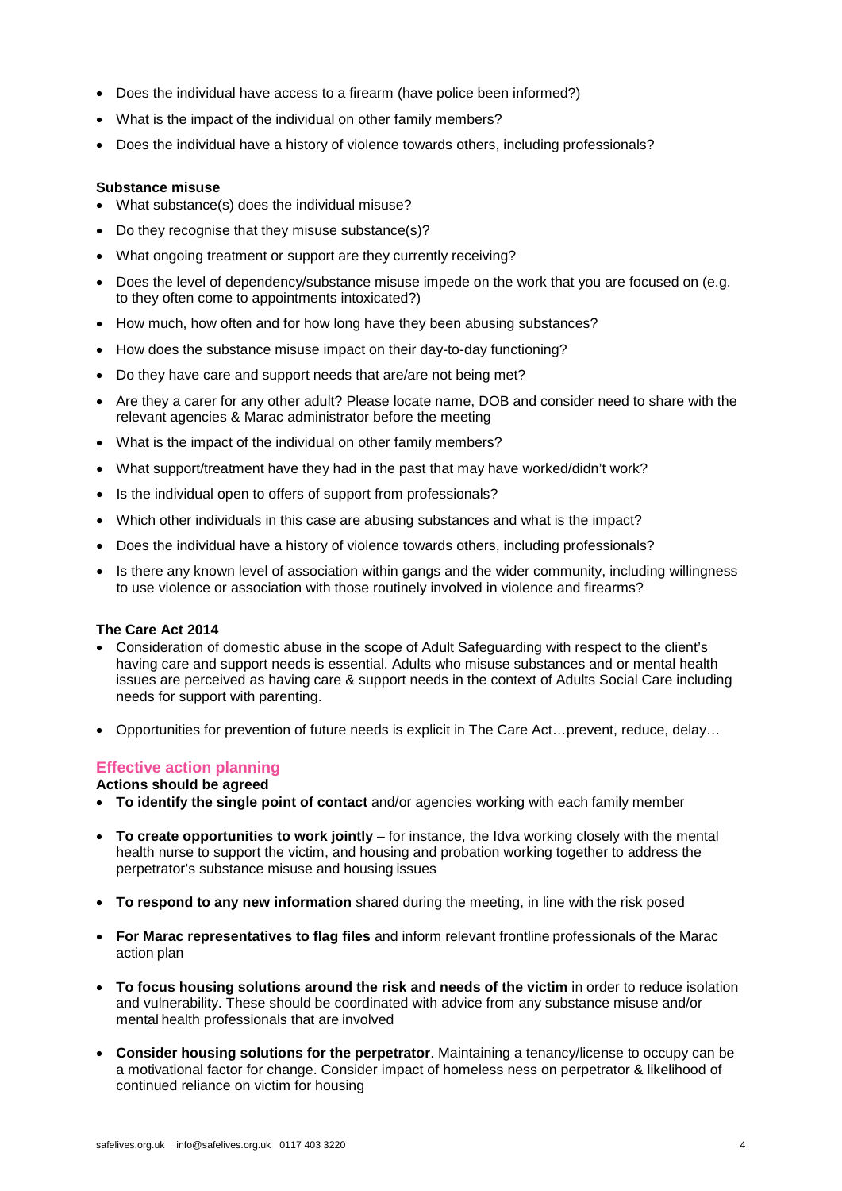- Does the individual have access to a firearm (have police been informed?)
- What is the impact of the individual on other family members?
- Does the individual have a history of violence towards others, including professionals?

**Substance misuse**

- What substance(s) does the individual misuse?
- Do they recognise that they misuse substance(s)?
- What ongoing treatment or support are they currently receiving?
- Does the level of dependency/substance misuse impede on the work that you are focused on (e.g. to they often come to appointments intoxicated?)
- How much, how often and for how long have they been abusing substances?
- How does the substance misuse impact on their day-to-day functioning?
- Do they have care and support needs that are/are not being met?
- Are they a carer for any other adult? Please locate name, DOB and consider need to share with the relevant agencies & Marac administrator before the meeting
- What is the impact of the individual on other family members?
- What support/treatment have they had in the past that may have worked/didn't work?
- Is the individual open to offers of support from professionals?
- Which other individuals in this case are abusing substances and what is the impact?
- Does the individual have a history of violence towards others, including professionals?
- Is there any known level of association within gangs and the wider community, including willingness to use violence or association with those routinely involved in violence and firearms?

**The Care Act 2014**

- Consideration of domestic abuse in the scope of Adult Safeguarding with respect to the client's having care and support needs is essential. Adults who misuse substances and or mental health issues are perceived as having care & support needs in the context of Adults Social Care including needs for support with parenting.
- Opportunities for prevention of future needs is explicit in The Care Act…prevent, reduce, delay…

## Effective action planning

**Actions should be agreed**

- **To identify the single point of contact** and/or agencies working with each family member
- **To create opportunities to work jointly** – for instance, the Idva working closely with the mental health nurse to support the victim, and housing and probation working together to address the perpetrator's substance misuse and housing issues
- **To respond to any new information** shared during the meeting, in line with the risk posed
- **For Marac representatives to flag files** and inform relevant frontline professionals of the Marac action plan
- **To focus housing solutions around the risk and needs of the victim** in order to reduce isolation and vulnerability. These should be coordinated with advice from any substance misuse and/or mental health professionals that are involved
- **Consider housing solutions for the perpetrator**. Maintaining a tenancy/license to occupy can be a motivational factor for change. Consider impact of homeless ness on perpetrator & likelihood of continued reliance on victim for housing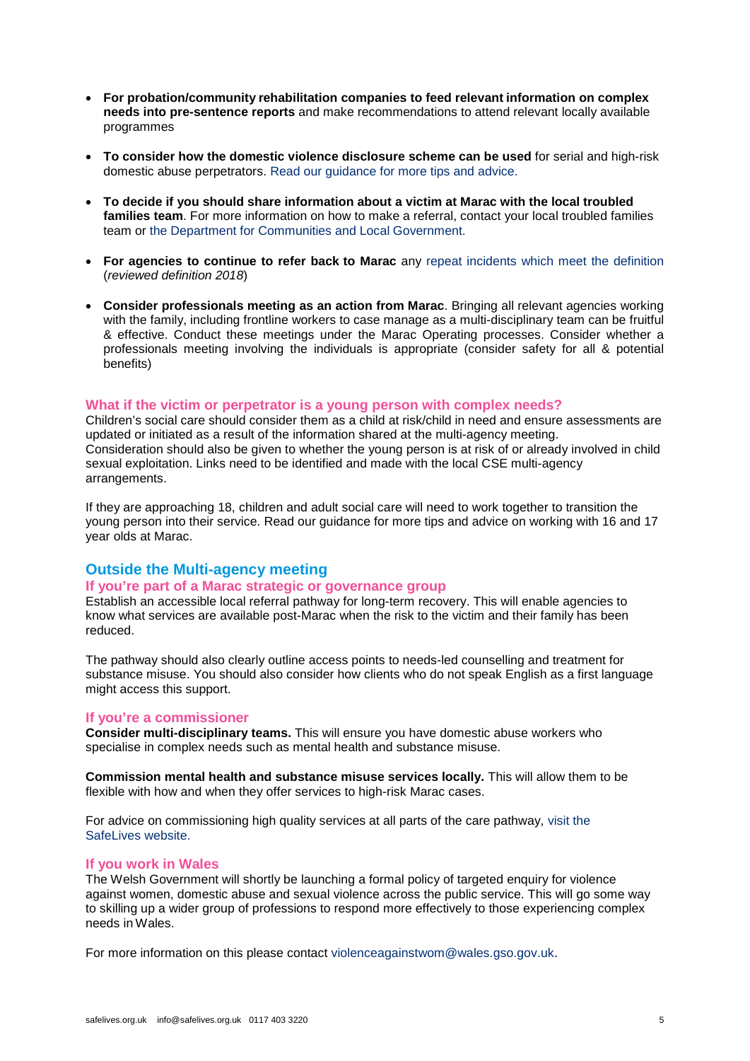- **For probation/community rehabilitation companies to feed relevant information on complex needs into pre-sentence reports** and make recommendations to attend relevant locally available programmes

- **To consider how the domestic violence disclosure scheme can be used** for serial and high-risk domestic abuse perpetrators. Read our guidance for more tips and advice.

- **To decide if you should share information about a victim at Marac with the local troubled families team**. For more information on how to make a referral, contact your local troubled families team or the Department for Communities and Local Government.

- **For agencies to continue to refer back to Marac** any repeat incidents which meet the definition (*reviewed definition 2018*)

- **Consider professionals meeting as an action from Marac**. Bringing all relevant agencies working with the family, including frontline workers to case manage as a multi-disciplinary team can be fruitful & effective. Conduct these meetings under the Marac Operating processes. Consider whether a professionals meeting involving the individuals is appropriate (consider safety for all & potential benefits)

### What if the victim or perpetrator is a young person with complex needs?

Children's social care should consider them as a child at risk/child in need and ensure assessments are updated or initiated as a result of the information shared at the multi-agency meeting. Consideration should also be given to whether the young person is at risk of or already involved in child sexual exploitation. Links need to be identified and made with the local CSE multi-agency arrangements.

If they are approaching 18, children and adult social care will need to work together to transition the young person into their service. Read our guidance for more tips and advice on working with 16 and 17 year olds at Marac.

## Outside the Multi-agency meeting

### If you're part of a Marac strategic or governance group

Establish an accessible local referral pathway for long-term recovery. This will enable agencies to know what services are available post-Marac when the risk to the victim and their family has been reduced.

The pathway should also clearly outline access points to needs-led counselling and treatment for substance misuse. You should also consider how clients who do not speak English as a first language might access this support.

### If you're a commissioner

**Consider multi-disciplinary teams.** This will ensure you have domestic abuse workers who specialise in complex needs such as mental health and substance misuse.

**Commission mental health and substance misuse services locally.** This will allow them to be flexible with how and when they offer services to high-risk Marac cases.

For advice on commissioning high quality services at all parts of the care pathway, visit the SafeLives website.

### If you work in Wales

The Welsh Government will shortly be launching a formal policy of targeted enquiry for violence against women, domestic abuse and sexual violence across the public service. This will go some way to skilling up a wider group of professions to respond more effectively to those experiencing complex needs in Wales.

For more information on this please contact violenceagainstwom@wales.gso.gov.uk.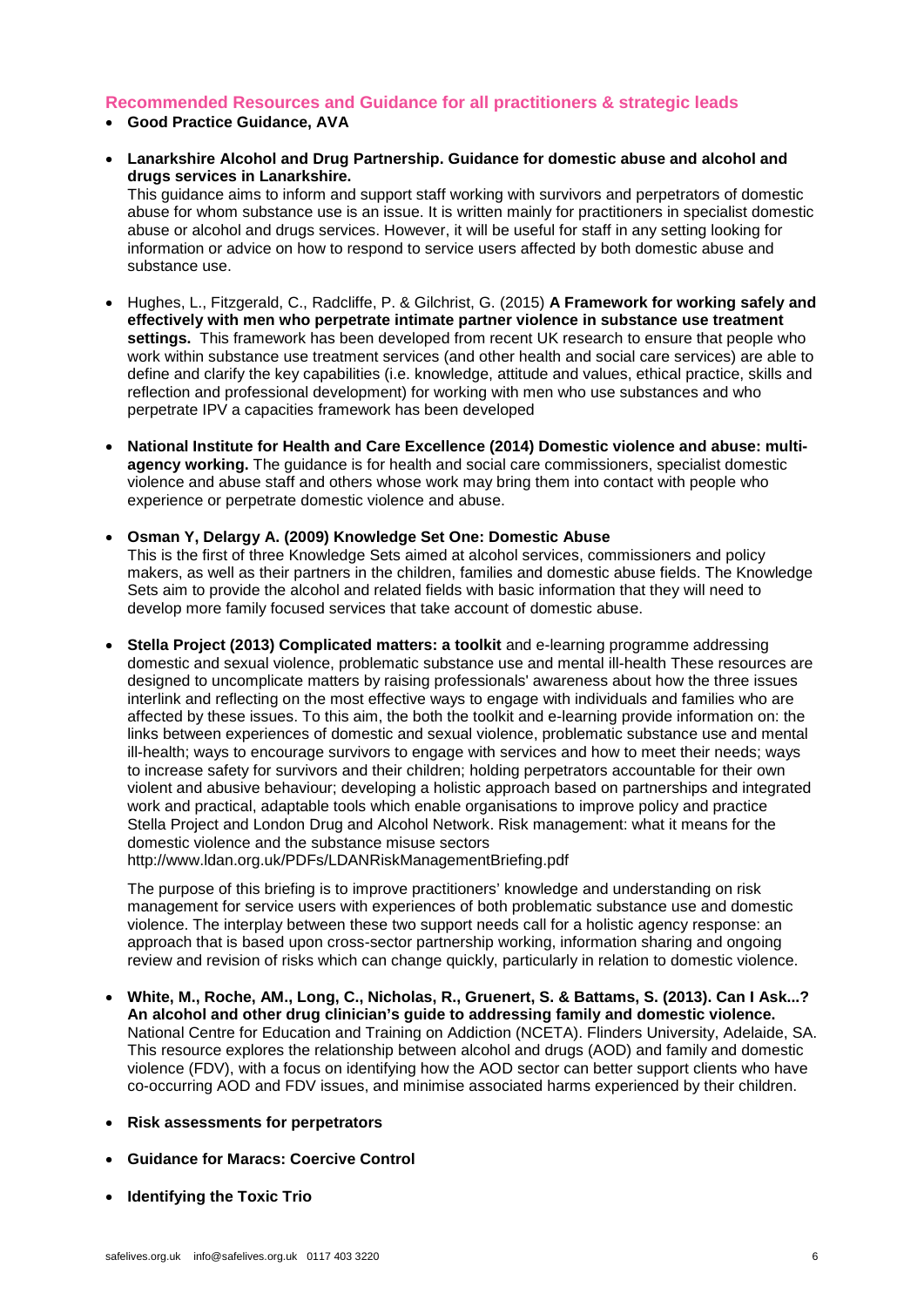## Recommended Resources and Guidance for all practitioners & strategic leads

- **Good Practice Guidance, AVA**
- **Lanarkshire Alcohol and Drug Partnership. Guidance for domestic abuse and alcohol and drugs services in Lanarkshire.**
  This guidance aims to inform and support staff working with survivors and perpetrators of domestic abuse for whom substance use is an issue. It is written mainly for practitioners in specialist domestic abuse or alcohol and drugs services. However, it will be useful for staff in any setting looking for information or advice on how to respond to service users affected by both domestic abuse and substance use.
- Hughes, L., Fitzgerald, C., Radcliffe, P. & Gilchrist, G. (2015) **A Framework for working safely and effectively with men who perpetrate intimate partner violence in substance use treatment settings.** This framework has been developed from recent UK research to ensure that people who work within substance use treatment services (and other health and social care services) are able to define and clarify the key capabilities (i.e. knowledge, attitude and values, ethical practice, skills and reflection and professional development) for working with men who use substances and who perpetrate IPV a capacities framework has been developed
- **National Institute for Health and Care Excellence (2014) Domestic violence and abuse: multi-agency working.** The guidance is for health and social care commissioners, specialist domestic violence and abuse staff and others whose work may bring them into contact with people who experience or perpetrate domestic violence and abuse.
- **Osman Y, Delargy A. (2009) Knowledge Set One: Domestic Abuse**
  This is the first of three Knowledge Sets aimed at alcohol services, commissioners and policy makers, as well as their partners in the children, families and domestic abuse fields. The Knowledge Sets aim to provide the alcohol and related fields with basic information that they will need to develop more family focused services that take account of domestic abuse.
- **Stella Project (2013) Complicated matters: a toolkit** and e-learning programme addressing domestic and sexual violence, problematic substance use and mental ill-health These resources are designed to uncomplicate matters by raising professionals' awareness about how the three issues interlink and reflecting on the most effective ways to engage with individuals and families who are affected by these issues. To this aim, the both the toolkit and e-learning provide information on: the links between experiences of domestic and sexual violence, problematic substance use and mental ill-health; ways to encourage survivors to engage with services and how to meet their needs; ways to increase safety for survivors and their children; holding perpetrators accountable for their own violent and abusive behaviour; developing a holistic approach based on partnerships and integrated work and practical, adaptable tools which enable organisations to improve policy and practice Stella Project and London Drug and Alcohol Network. Risk management: what it means for the domestic violence and the substance misuse sectors
  http://www.ldan.org.uk/PDFs/LDANRiskManagementBriefing.pdf

  The purpose of this briefing is to improve practitioners' knowledge and understanding on risk management for service users with experiences of both problematic substance use and domestic violence. The interplay between these two support needs call for a holistic agency response: an approach that is based upon cross-sector partnership working, information sharing and ongoing review and revision of risks which can change quickly, particularly in relation to domestic violence.
- **White, M., Roche, AM., Long, C., Nicholas, R., Gruenert, S. & Battams, S. (2013). Can I Ask...? An alcohol and other drug clinician's guide to addressing family and domestic violence.** National Centre for Education and Training on Addiction (NCETA). Flinders University, Adelaide, SA. This resource explores the relationship between alcohol and drugs (AOD) and family and domestic violence (FDV), with a focus on identifying how the AOD sector can better support clients who have co-occurring AOD and FDV issues, and minimise associated harms experienced by their children.
- **Risk assessments for perpetrators**
- **Guidance for Maracs: Coercive Control**
- **Identifying the Toxic Trio**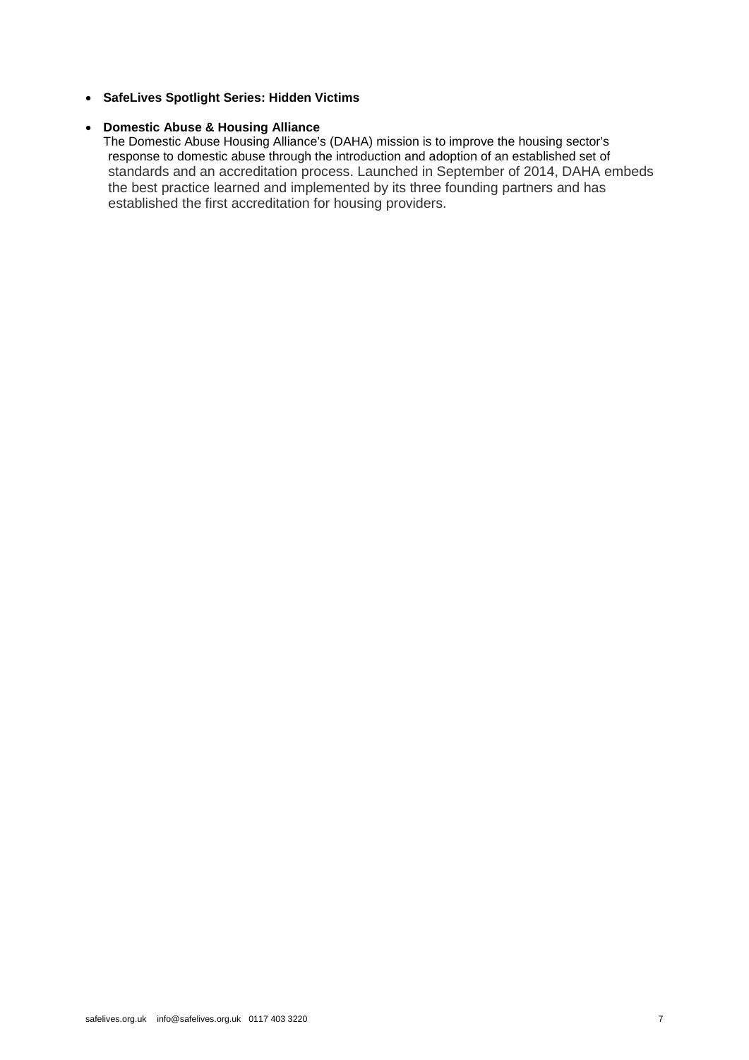- **SafeLives Spotlight Series: Hidden Victims**

- **Domestic Abuse & Housing Alliance**
  The Domestic Abuse Housing Alliance's (DAHA) mission is to improve the housing sector's response to domestic abuse through the introduction and adoption of an established set of standards and an accreditation process. Launched in September of 2014, DAHA embeds the best practice learned and implemented by its three founding partners and has established the first accreditation for housing providers.